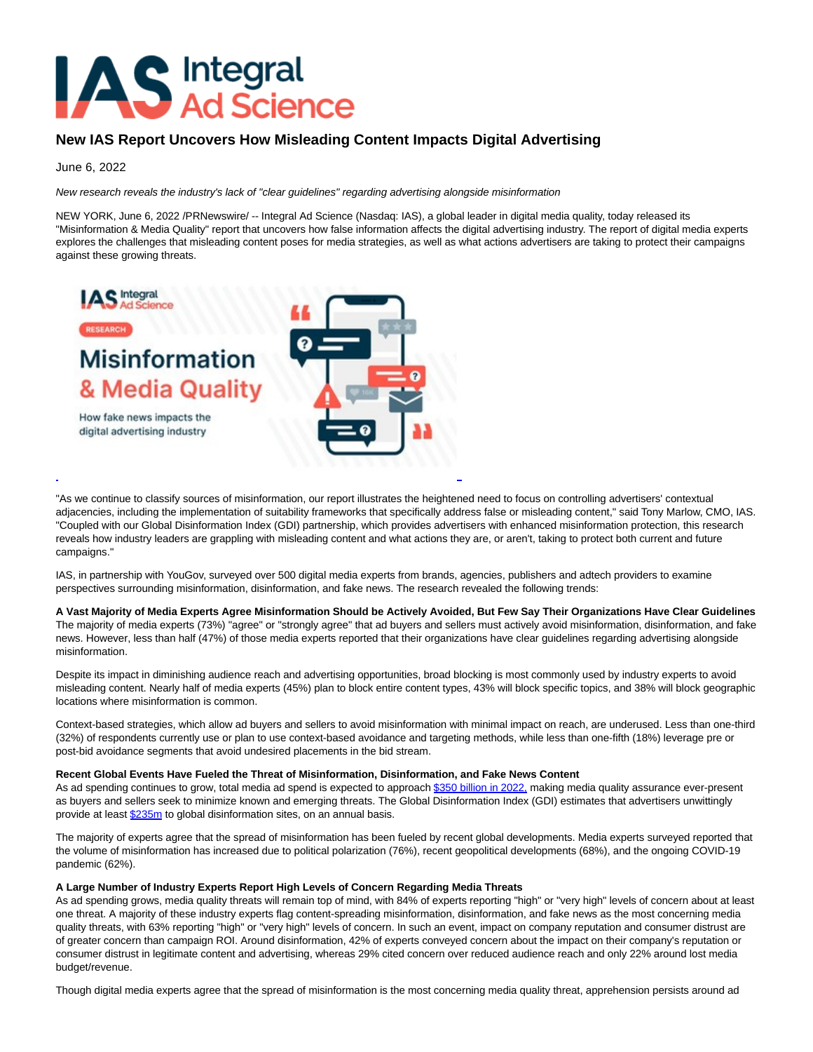# New IAS Report Uncovers How Misleading Content Impacts Digital Advertising

June 6, 2022

*New research reveals the industry's lack of "clear guidelines" regarding advertising alongside misinformation*

NEW YORK, June 6, 2022 /PRNewswire/ -- Integral Ad Science (Nasdaq: IAS), a global leader in digital media quality, today released its "Misinformation & Media Quality" report that uncovers how false information affects the digital advertising industry. The report of digital media experts explores the challenges that misleading content poses for media strategies, as well as what actions advertisers are taking to protect their campaigns against these growing threats.

"As we continue to classify sources of misinformation, our report illustrates the heightened need to focus on controlling advertisers' contextual adjacencies, including the implementation of suitability frameworks that specifically address false or misleading content," said Tony Marlow, CMO, IAS. "Coupled with our Global Disinformation Index (GDI) partnership, which provides advertisers with enhanced misinformation protection, this research reveals how industry leaders are grappling with misleading content and what actions they are, or aren't, taking to protect both current and future campaigns."

IAS, in partnership with YouGov, surveyed over 500 digital media experts from brands, agencies, publishers and adtech providers to examine perspectives surrounding misinformation, disinformation, and fake news. The research revealed the following trends:

**A Vast Majority of Media Experts Agree Misinformation Should be Actively Avoided, But Few Say Their Organizations Have Clear Guidelines**
The majority of media experts (73%) "agree" or "strongly agree" that ad buyers and sellers must actively avoid misinformation, disinformation, and fake news. However, less than half (47%) of those media experts reported that their organizations have clear guidelines regarding advertising alongside misinformation.

Despite its impact in diminishing audience reach and advertising opportunities, broad blocking is most commonly used by industry experts to avoid misleading content. Nearly half of media experts (45%) plan to block entire content types, 43% will block specific topics, and 38% will block geographic locations where misinformation is common.

Context-based strategies, which allow ad buyers and sellers to avoid misinformation with minimal impact on reach, are underused. Less than one-third (32%) of respondents currently use or plan to use context-based avoidance and targeting methods, while less than one-fifth (18%) leverage pre or post-bid avoidance segments that avoid undesired placements in the bid stream.

**Recent Global Events Have Fueled the Threat of Misinformation, Disinformation, and Fake News Content**
As ad spending continues to grow, total media ad spend is expected to approach [$350 billion in 2022,] making media quality assurance ever-present as buyers and sellers seek to minimize known and emerging threats. The Global Disinformation Index (GDI) estimates that advertisers unwittingly provide at least [$235m] to global disinformation sites, on an annual basis.

The majority of experts agree that the spread of misinformation has been fueled by recent global developments. Media experts surveyed reported that the volume of misinformation has increased due to political polarization (76%), recent geopolitical developments (68%), and the ongoing COVID-19 pandemic (62%).

**A Large Number of Industry Experts Report High Levels of Concern Regarding Media Threats**
As ad spending grows, media quality threats will remain top of mind, with 84% of experts reporting "high" or "very high" levels of concern about at least one threat. A majority of these industry experts flag content-spreading misinformation, disinformation, and fake news as the most concerning media quality threats, with 63% reporting "high" or "very high" levels of concern. In such an event, impact on company reputation and consumer distrust are of greater concern than campaign ROI. Around disinformation, 42% of experts conveyed concern about the impact on their company's reputation or consumer distrust in legitimate content and advertising, whereas 29% cited concern over reduced audience reach and only 22% around lost media budget/revenue.

Though digital media experts agree that the spread of misinformation is the most concerning media quality threat, apprehension persists around ad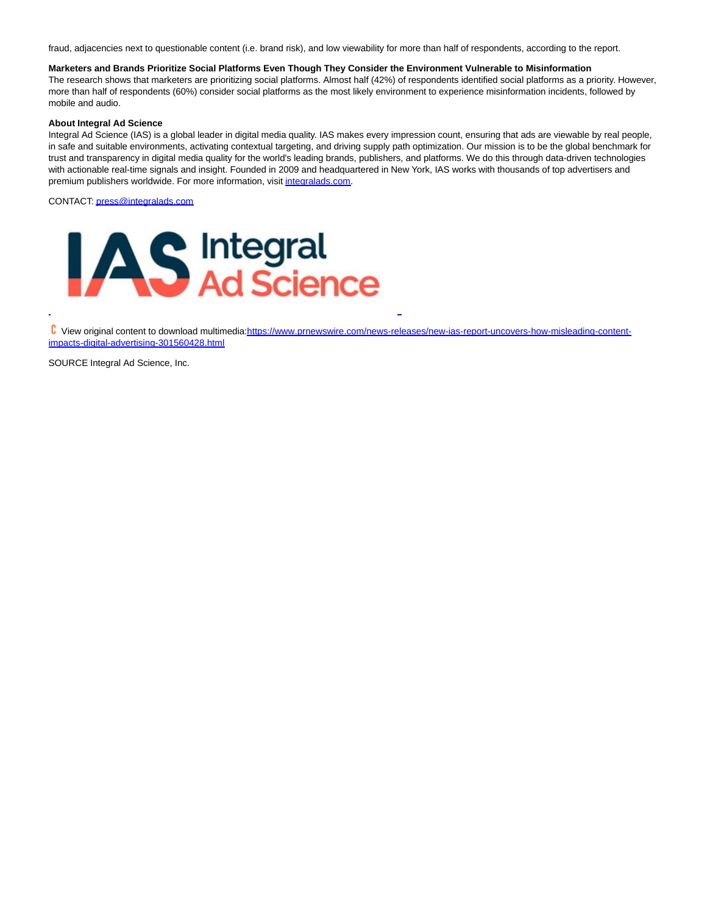fraud, adjacencies next to questionable content (i.e. brand risk), and low viewability for more than half of respondents, according to the report.

**Marketers and Brands Prioritize Social Platforms Even Though They Consider the Environment Vulnerable to Misinformation**
The research shows that marketers are prioritizing social platforms. Almost half (42%) of respondents identified social platforms as a priority. However, more than half of respondents (60%) consider social platforms as the most likely environment to experience misinformation incidents, followed by mobile and audio.

**About Integral Ad Science**
Integral Ad Science (IAS) is a global leader in digital media quality. IAS makes every impression count, ensuring that ads are viewable by real people, in safe and suitable environments, activating contextual targeting, and driving supply path optimization. Our mission is to be the global benchmark for trust and transparency in digital media quality for the world's leading brands, publishers, and platforms. We do this through data-driven technologies with actionable real-time signals and insight. Founded in 2009 and headquartered in New York, IAS works with thousands of top advertisers and premium publishers worldwide. For more information, visit integralads.com.

CONTACT: press@integralads.com

View original content to download multimedia:https://www.prnewswire.com/news-releases/new-ias-report-uncovers-how-misleading-content-impacts-digital-advertising-301560428.html

SOURCE Integral Ad Science, Inc.